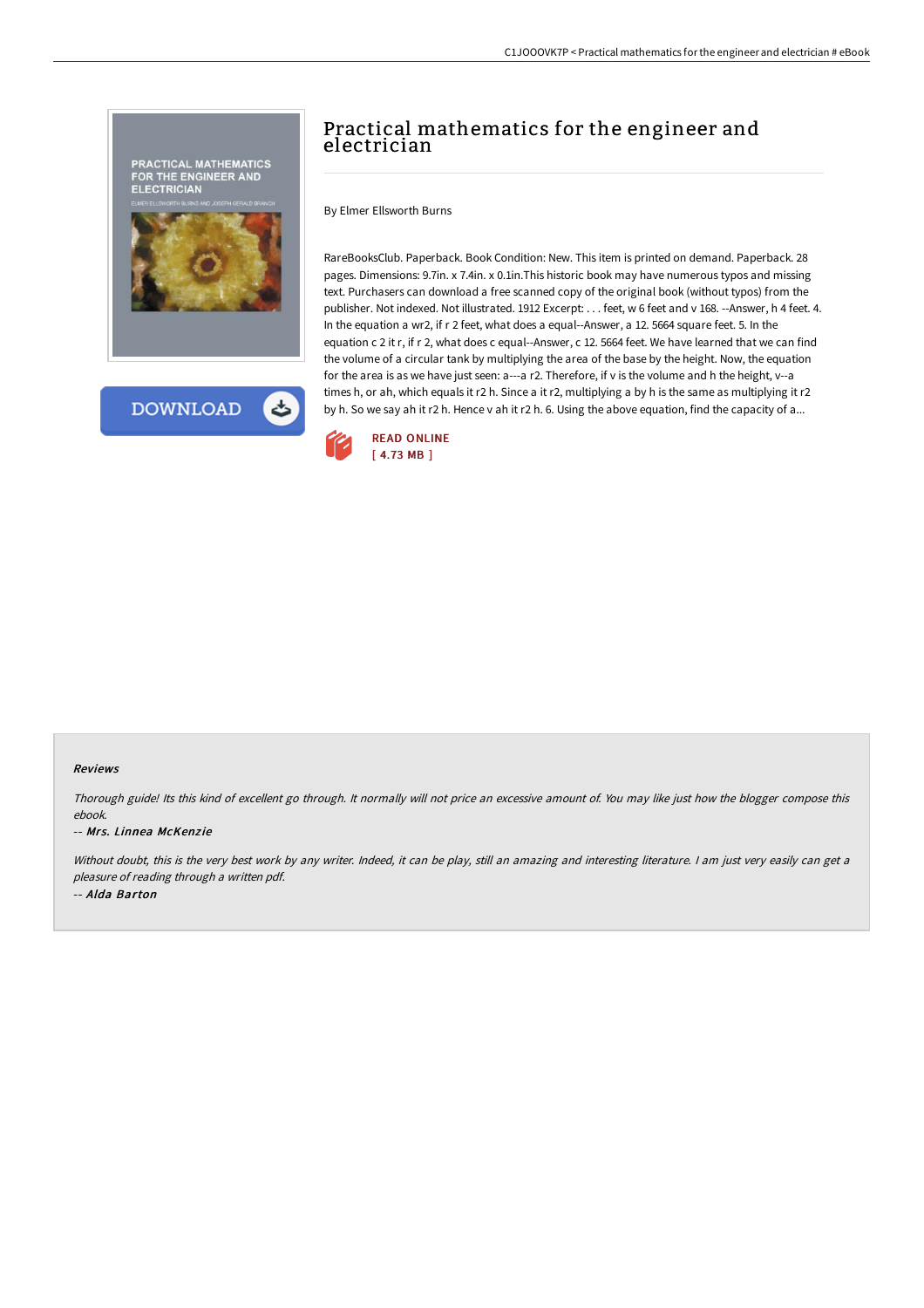# Practical mathematics for the engineer and electrician

By Elmer Ellsworth Burns

RareBooksClub. Paperback. Book Condition: New. This item is printed on demand. Paperback. 28 pages. Dimensions: 9.7in. x 7.4in. x 0.1in.This historic book may have numerous typos and missing text. Purchasers can download a free scanned copy of the original book (without typos) from the publisher. Not indexed. Not illustrated. 1912 Excerpt: . . . feet, w 6 feet and v 168. --Answer, h 4 feet. 4. In the equation a wr2, if r 2 feet, what does a equal--Answer, a 12. 5664 square feet. 5. In the equation c 2 it r, if r 2, what does c equal--Answer, c 12. 5664 feet. We have learned that we can find the volume of a circular tank by multiplying the area of the base by the height. Now, the equation for the area is as we have just seen: a---a r2. Therefore, if v is the volume and h the height, v--a times h, or ah, which equals it r2 h. Since a it r2, multiplying a by h is the same as multiplying it r2 by h. So we say ah it r2 h. Hence v ah it r2 h. 6. Using the above equation, find the capacity of a...

READ ONLINE
[ 4.73 MB ]

#### Reviews

*Thorough guide! Its this kind of excellent go through. It normally will not price an excessive amount of. You may like just how the blogger compose this ebook.*

*-- Mrs. Linnea McKenzie*

*Without doubt, this is the very best work by any writer. Indeed, it can be play, still an amazing and interesting literature. I am just very easily can get a pleasure of reading through a written pdf.*

*-- Alda Barton*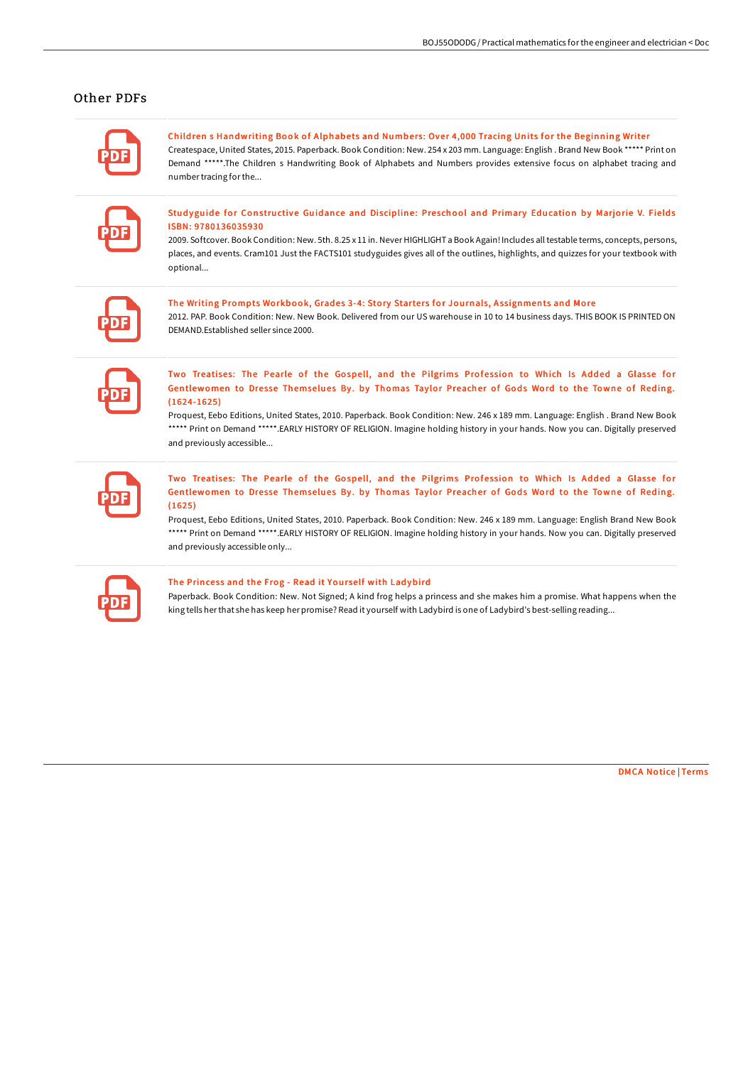## Other PDFs

**Children s Handwriting Book of Alphabets and Numbers: Over 4,000 Tracing Units for the Beginning Writer**

Createspace, United States, 2015. Paperback. Book Condition: New. 254 x 203 mm. Language: English . Brand New Book ***** Print on Demand *****.The Children s Handwriting Book of Alphabets and Numbers provides extensive focus on alphabet tracing and number tracing for the...

**Studyguide for Constructive Guidance and Discipline: Preschool and Primary Education by Marjorie V. Fields ISBN: 9780136035930**

2009. Softcover. Book Condition: New. 5th. 8.25 x 11 in. Never HIGHLIGHT a Book Again! Includes all testable terms, concepts, persons, places, and events. Cram101 Just the FACTS101 studyguides gives all of the outlines, highlights, and quizzes for your textbook with optional...

**The Writing Prompts Workbook, Grades 3-4: Story Starters for Journals, Assignments and More**

2012. PAP. Book Condition: New. New Book. Delivered from our US warehouse in 10 to 14 business days. THIS BOOK IS PRINTED ON DEMAND.Established seller since 2000.

**Two Treatises: The Pearle of the Gospell, and the Pilgrims Profession to Which Is Added a Glasse for Gentlewomen to Dresse Themselues By. by Thomas Taylor Preacher of Gods Word to the Towne of Reding. (1624-1625)**

Proquest, Eebo Editions, United States, 2010. Paperback. Book Condition: New. 246 x 189 mm. Language: English . Brand New Book ***** Print on Demand *****.EARLY HISTORY OF RELIGION. Imagine holding history in your hands. Now you can. Digitally preserved and previously accessible...

**Two Treatises: The Pearle of the Gospell, and the Pilgrims Profession to Which Is Added a Glasse for Gentlewomen to Dresse Themselues By. by Thomas Taylor Preacher of Gods Word to the Towne of Reding. (1625)**

Proquest, Eebo Editions, United States, 2010. Paperback. Book Condition: New. 246 x 189 mm. Language: English Brand New Book ***** Print on Demand *****.EARLY HISTORY OF RELIGION. Imagine holding history in your hands. Now you can. Digitally preserved and previously accessible only...

**The Princess and the Frog - Read it Yourself with Ladybird**

Paperback. Book Condition: New. Not Signed; A kind frog helps a princess and she makes him a promise. What happens when the king tells her that she has keep her promise? Read it yourself with Ladybird is one of Ladybird's best-selling reading...